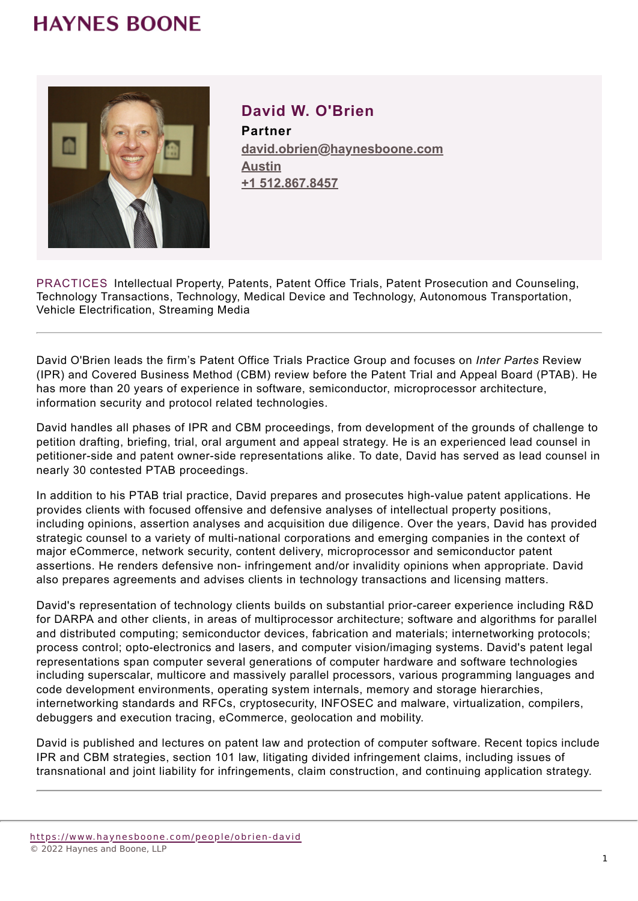HAYNES BOONE

## David W. O'Brien

**Partner**

david.obrien@haynesboone.com

Austin

+1 512.867.8457

PRACTICES Intellectual Property, Patents, Patent Office Trials, Patent Prosecution and Counseling, Technology Transactions, Technology, Medical Device and Technology, Autonomous Transportation, Vehicle Electrification, Streaming Media

---

David O'Brien leads the firm's Patent Office Trials Practice Group and focuses on *Inter Partes* Review (IPR) and Covered Business Method (CBM) review before the Patent Trial and Appeal Board (PTAB). He has more than 20 years of experience in software, semiconductor, microprocessor architecture, information security and protocol related technologies.

David handles all phases of IPR and CBM proceedings, from development of the grounds of challenge to petition drafting, briefing, trial, oral argument and appeal strategy. He is an experienced lead counsel in petitioner-side and patent owner-side representations alike. To date, David has served as lead counsel in nearly 30 contested PTAB proceedings.

In addition to his PTAB trial practice, David prepares and prosecutes high-value patent applications. He provides clients with focused offensive and defensive analyses of intellectual property positions, including opinions, assertion analyses and acquisition due diligence. Over the years, David has provided strategic counsel to a variety of multi-national corporations and emerging companies in the context of major eCommerce, network security, content delivery, microprocessor and semiconductor patent assertions. He renders defensive non- infringement and/or invalidity opinions when appropriate. David also prepares agreements and advises clients in technology transactions and licensing matters.

David's representation of technology clients builds on substantial prior-career experience including R&D for DARPA and other clients, in areas of multiprocessor architecture; software and algorithms for parallel and distributed computing; semiconductor devices, fabrication and materials; internetworking protocols; process control; opto-electronics and lasers, and computer vision/imaging systems. David's patent legal representations span computer several generations of computer hardware and software technologies including superscalar, multicore and massively parallel processors, various programming languages and code development environments, operating system internals, memory and storage hierarchies, internetworking standards and RFCs, cryptosecurity, INFOSEC and malware, virtualization, compilers, debuggers and execution tracing, eCommerce, geolocation and mobility.

David is published and lectures on patent law and protection of computer software. Recent topics include IPR and CBM strategies, section 101 law, litigating divided infringement claims, including issues of transnational and joint liability for infringements, claim construction, and continuing application strategy.

---

https://www.haynesboone.com/people/obrien-david
© 2022 Haynes and Boone, LLP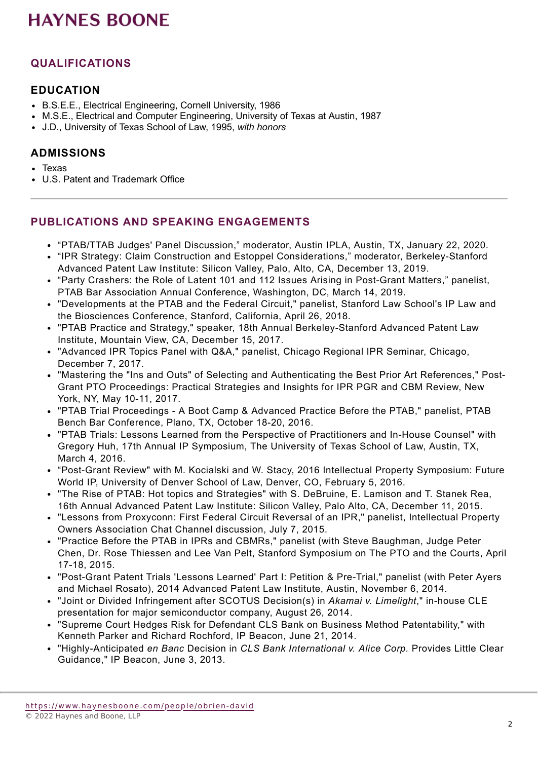## QUALIFICATIONS

### EDUCATION

- B.S.E.E., Electrical Engineering, Cornell University, 1986
- M.S.E., Electrical and Computer Engineering, University of Texas at Austin, 1987
- J.D., University of Texas School of Law, 1995, *with honors*

### ADMISSIONS

- Texas
- U.S. Patent and Trademark Office

---

## PUBLICATIONS AND SPEAKING ENGAGEMENTS

- “PTAB/TTAB Judges' Panel Discussion,” moderator, Austin IPLA, Austin, TX, January 22, 2020.
- “IPR Strategy: Claim Construction and Estoppel Considerations,” moderator, Berkeley-Stanford Advanced Patent Law Institute: Silicon Valley, Palo, Alto, CA, December 13, 2019.
- “Party Crashers: the Role of Latent 101 and 112 Issues Arising in Post-Grant Matters,” panelist, PTAB Bar Association Annual Conference, Washington, DC, March 14, 2019.
- "Developments at the PTAB and the Federal Circuit," panelist, Stanford Law School's IP Law and the Biosciences Conference, Stanford, California, April 26, 2018.
- "PTAB Practice and Strategy," speaker, 18th Annual Berkeley-Stanford Advanced Patent Law Institute, Mountain View, CA, December 15, 2017.
- "Advanced IPR Topics Panel with Q&A," panelist, Chicago Regional IPR Seminar, Chicago, December 7, 2017.
- "Mastering the "Ins and Outs" of Selecting and Authenticating the Best Prior Art References," Post-Grant PTO Proceedings: Practical Strategies and Insights for IPR PGR and CBM Review, New York, NY, May 10-11, 2017.
- "PTAB Trial Proceedings - A Boot Camp & Advanced Practice Before the PTAB," panelist, PTAB Bench Bar Conference, Plano, TX, October 18-20, 2016.
- "PTAB Trials: Lessons Learned from the Perspective of Practitioners and In-House Counsel" with Gregory Huh, 17th Annual IP Symposium, The University of Texas School of Law, Austin, TX, March 4, 2016.
- “Post-Grant Review" with M. Kocialski and W. Stacy, 2016 Intellectual Property Symposium: Future World IP, University of Denver School of Law, Denver, CO, February 5, 2016.
- "The Rise of PTAB: Hot topics and Strategies" with S. DeBruine, E. Lamison and T. Stanek Rea, 16th Annual Advanced Patent Law Institute: Silicon Valley, Palo Alto, CA, December 11, 2015.
- "Lessons from Proxyconn: First Federal Circuit Reversal of an IPR," panelist, Intellectual Property Owners Association Chat Channel discussion, July 7, 2015.
- "Practice Before the PTAB in IPRs and CBMRs," panelist (with Steve Baughman, Judge Peter Chen, Dr. Rose Thiessen and Lee Van Pelt, Stanford Symposium on The PTO and the Courts, April 17-18, 2015.
- "Post-Grant Patent Trials 'Lessons Learned' Part I: Petition & Pre-Trial," panelist (with Peter Ayers and Michael Rosato), 2014 Advanced Patent Law Institute, Austin, November 6, 2014.
- "Joint or Divided Infringement after SCOTUS Decision(s) in *Akamai v. Limelight*," in-house CLE presentation for major semiconductor company, August 26, 2014.
- "Supreme Court Hedges Risk for Defendant CLS Bank on Business Method Patentability," with Kenneth Parker and Richard Rochford, IP Beacon, June 21, 2014.
- "Highly-Anticipated *en Banc* Decision in *CLS Bank International v. Alice Corp.* Provides Little Clear Guidance," IP Beacon, June 3, 2013.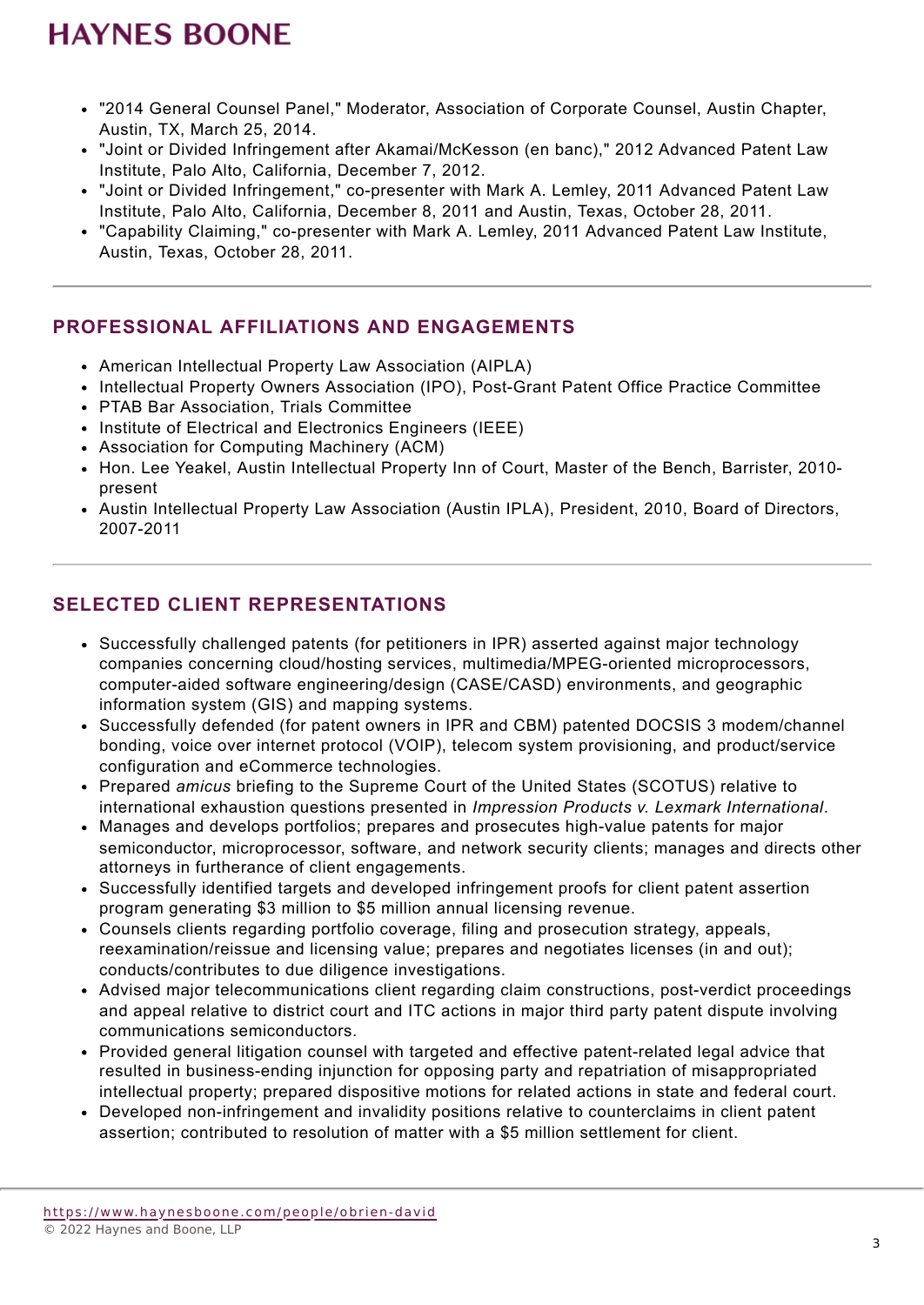- "2014 General Counsel Panel," Moderator, Association of Corporate Counsel, Austin Chapter, Austin, TX, March 25, 2014.
- "Joint or Divided Infringement after Akamai/McKesson (en banc)," 2012 Advanced Patent Law Institute, Palo Alto, California, December 7, 2012.
- "Joint or Divided Infringement," co-presenter with Mark A. Lemley, 2011 Advanced Patent Law Institute, Palo Alto, California, December 8, 2011 and Austin, Texas, October 28, 2011.
- "Capability Claiming," co-presenter with Mark A. Lemley, 2011 Advanced Patent Law Institute, Austin, Texas, October 28, 2011.

## PROFESSIONAL AFFILIATIONS AND ENGAGEMENTS

- American Intellectual Property Law Association (AIPLA)
- Intellectual Property Owners Association (IPO), Post-Grant Patent Office Practice Committee
- PTAB Bar Association, Trials Committee
- Institute of Electrical and Electronics Engineers (IEEE)
- Association for Computing Machinery (ACM)
- Hon. Lee Yeakel, Austin Intellectual Property Inn of Court, Master of the Bench, Barrister, 2010-present
- Austin Intellectual Property Law Association (Austin IPLA), President, 2010, Board of Directors, 2007-2011

## SELECTED CLIENT REPRESENTATIONS

- Successfully challenged patents (for petitioners in IPR) asserted against major technology companies concerning cloud/hosting services, multimedia/MPEG-oriented microprocessors, computer-aided software engineering/design (CASE/CASD) environments, and geographic information system (GIS) and mapping systems.
- Successfully defended (for patent owners in IPR and CBM) patented DOCSIS 3 modem/channel bonding, voice over internet protocol (VOIP), telecom system provisioning, and product/service configuration and eCommerce technologies.
- Prepared *amicus* briefing to the Supreme Court of the United States (SCOTUS) relative to international exhaustion questions presented in *Impression Products v. Lexmark International*.
- Manages and develops portfolios; prepares and prosecutes high-value patents for major semiconductor, microprocessor, software, and network security clients; manages and directs other attorneys in furtherance of client engagements.
- Successfully identified targets and developed infringement proofs for client patent assertion program generating $3 million to $5 million annual licensing revenue.
- Counsels clients regarding portfolio coverage, filing and prosecution strategy, appeals, reexamination/reissue and licensing value; prepares and negotiates licenses (in and out); conducts/contributes to due diligence investigations.
- Advised major telecommunications client regarding claim constructions, post-verdict proceedings and appeal relative to district court and ITC actions in major third party patent dispute involving communications semiconductors.
- Provided general litigation counsel with targeted and effective patent-related legal advice that resulted in business-ending injunction for opposing party and repatriation of misappropriated intellectual property; prepared dispositive motions for related actions in state and federal court.
- Developed non-infringement and invalidity positions relative to counterclaims in client patent assertion; contributed to resolution of matter with a $5 million settlement for client.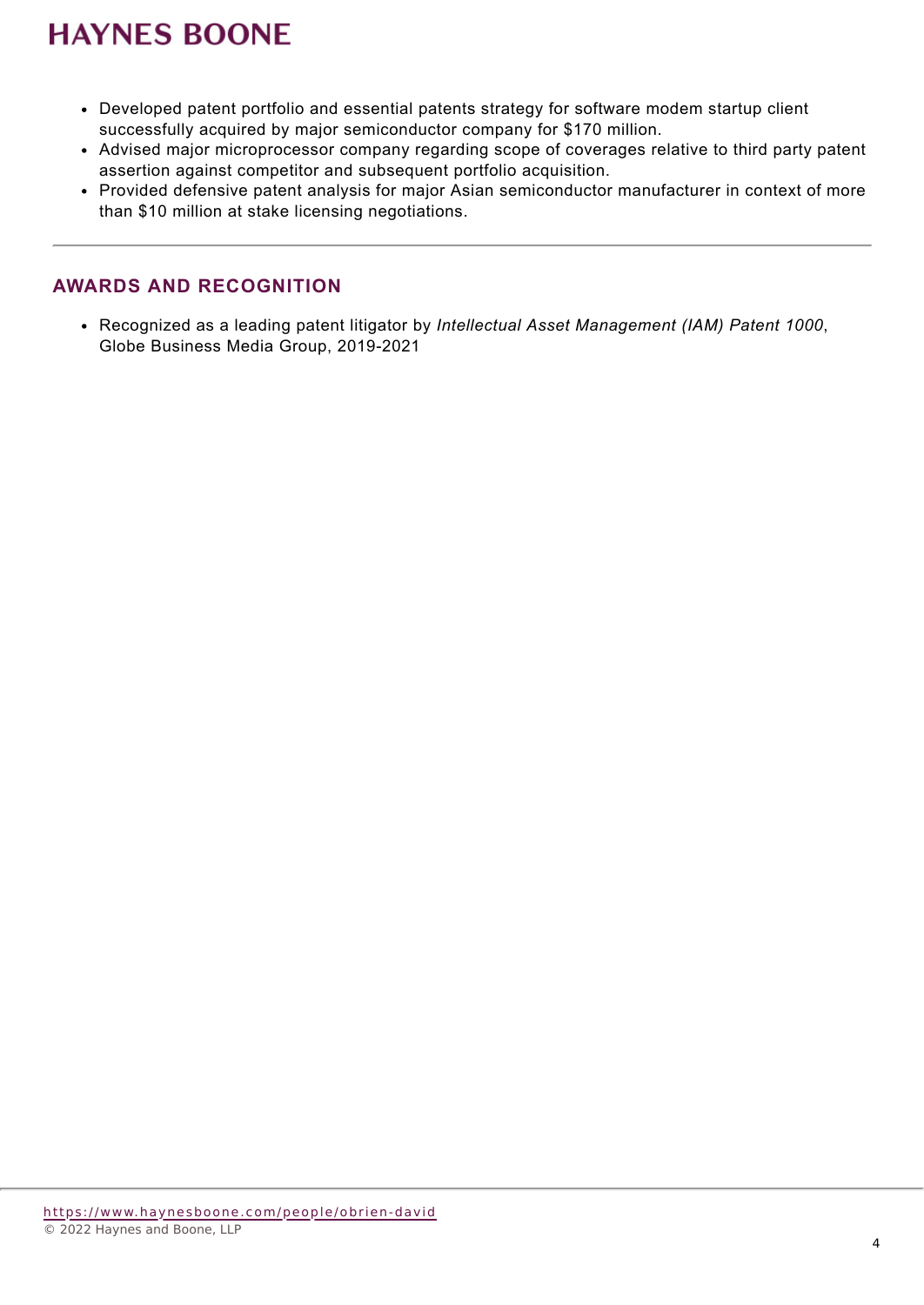- Developed patent portfolio and essential patents strategy for software modem startup client successfully acquired by major semiconductor company for $170 million.
- Advised major microprocessor company regarding scope of coverages relative to third party patent assertion against competitor and subsequent portfolio acquisition.
- Provided defensive patent analysis for major Asian semiconductor manufacturer in context of more than $10 million at stake licensing negotiations.

---

## AWARDS AND RECOGNITION

- Recognized as a leading patent litigator by *Intellectual Asset Management (IAM) Patent 1000*, Globe Business Media Group, 2019-2021